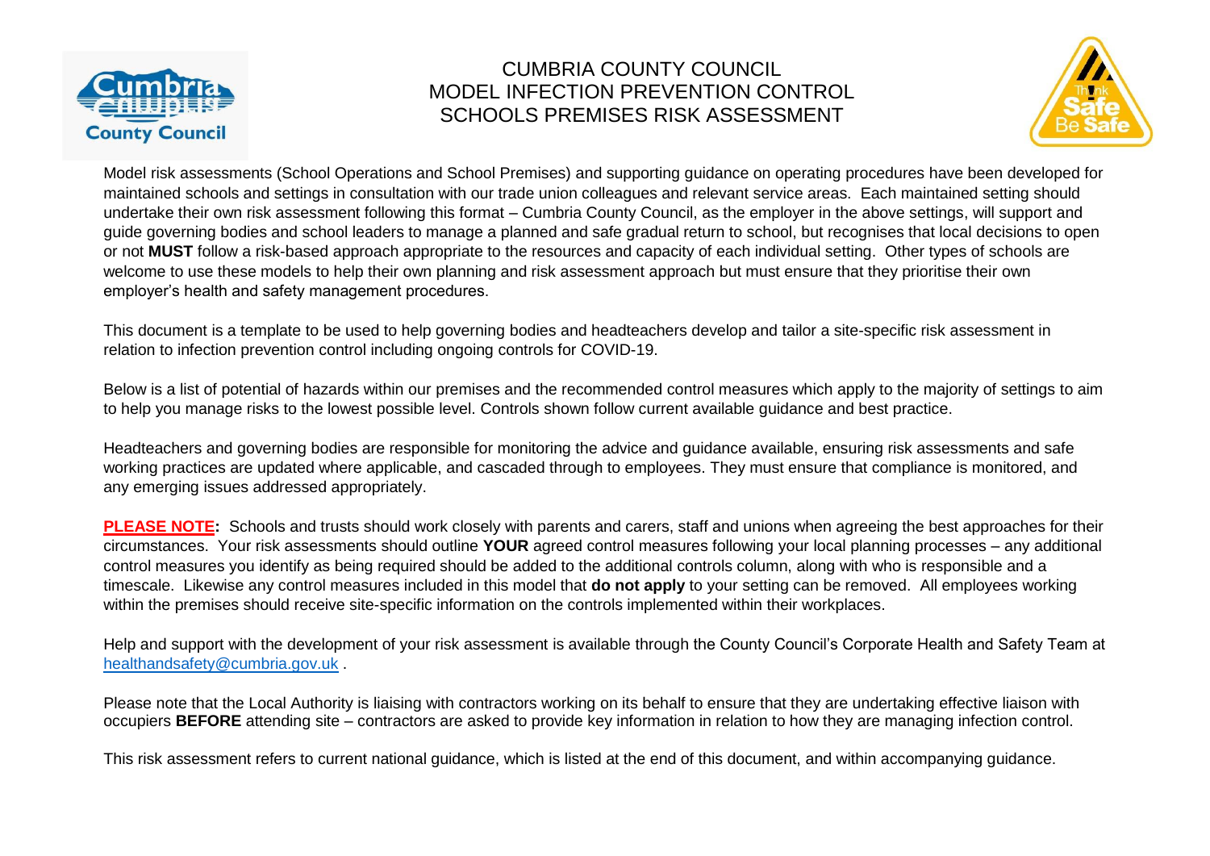# CUMBRIA COUNTY COUNCIL
# MODEL INFECTION PREVENTION CONTROL
# SCHOOLS PREMISES RISK ASSESSMENT

Model risk assessments (School Operations and School Premises) and supporting guidance on operating procedures have been developed for maintained schools and settings in consultation with our trade union colleagues and relevant service areas. Each maintained setting should undertake their own risk assessment following this format – Cumbria County Council, as the employer in the above settings, will support and guide governing bodies and school leaders to manage a planned and safe gradual return to school, but recognises that local decisions to open or not **MUST** follow a risk-based approach appropriate to the resources and capacity of each individual setting. Other types of schools are welcome to use these models to help their own planning and risk assessment approach but must ensure that they prioritise their own employer's health and safety management procedures.

This document is a template to be used to help governing bodies and headteachers develop and tailor a site-specific risk assessment in relation to infection prevention control including ongoing controls for COVID-19.

Below is a list of potential of hazards within our premises and the recommended control measures which apply to the majority of settings to aim to help you manage risks to the lowest possible level. Controls shown follow current available guidance and best practice.

Headteachers and governing bodies are responsible for monitoring the advice and guidance available, ensuring risk assessments and safe working practices are updated where applicable, and cascaded through to employees. They must ensure that compliance is monitored, and any emerging issues addressed appropriately.

**PLEASE NOTE:** Schools and trusts should work closely with parents and carers, staff and unions when agreeing the best approaches for their circumstances. Your risk assessments should outline **YOUR** agreed control measures following your local planning processes – any additional control measures you identify as being required should be added to the additional controls column, along with who is responsible and a timescale. Likewise any control measures included in this model that **do not apply** to your setting can be removed. All employees working within the premises should receive site-specific information on the controls implemented within their workplaces.

Help and support with the development of your risk assessment is available through the County Council's Corporate Health and Safety Team at healthandsafety@cumbria.gov.uk .

Please note that the Local Authority is liaising with contractors working on its behalf to ensure that they are undertaking effective liaison with occupiers **BEFORE** attending site – contractors are asked to provide key information in relation to how they are managing infection control.

This risk assessment refers to current national guidance, which is listed at the end of this document, and within accompanying guidance.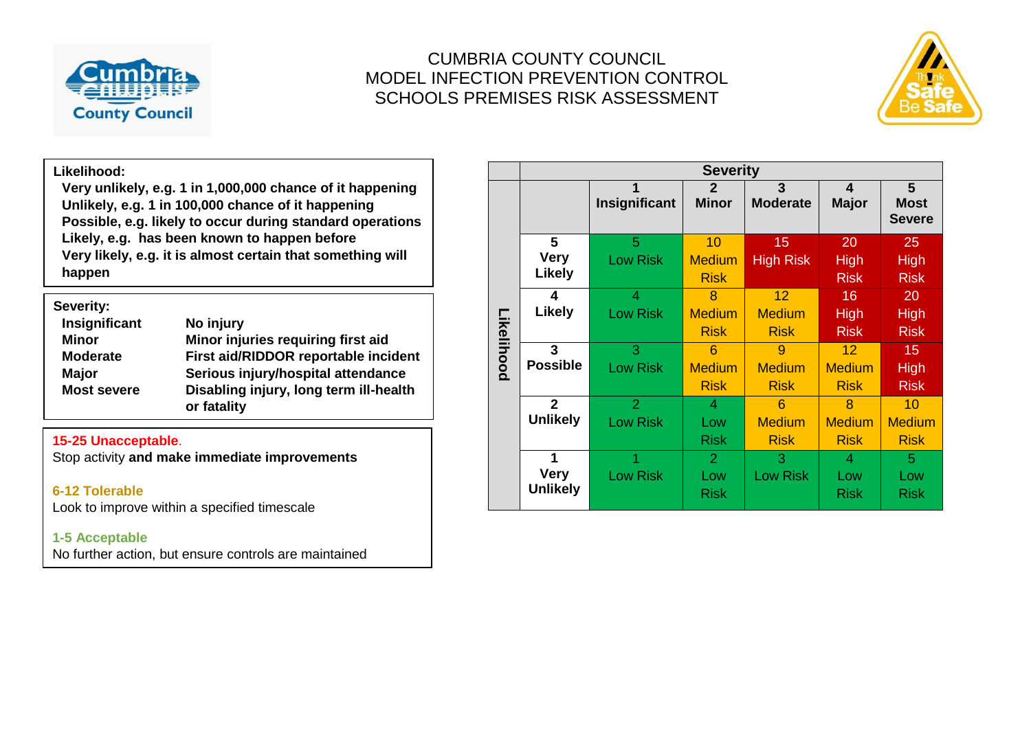# CUMBRIA COUNTY COUNCIL
# MODEL INFECTION PREVENTION CONTROL
# SCHOOLS PREMISES RISK ASSESSMENT

**Likelihood:**

- **Very unlikely, e.g. 1 in 1,000,000 chance of it happening**
- **Unlikely, e.g. 1 in 100,000 chance of it happening**
- **Possible, e.g. likely to occur during standard operations**
- **Likely, e.g. has been known to happen before**
- **Very likely, e.g. it is almost certain that something will happen**

**Severity:**

| | |
|---|---|
| **Insignificant** | **No injury** |
| **Minor** | **Minor injuries requiring first aid** |
| **Moderate** | **First aid/RIDDOR reportable incident** |
| **Major** | **Serious injury/hospital attendance** |
| **Most severe** | **Disabling injury, long term ill-health or fatality** |

**15-25 Unacceptable**.
Stop activity **and make immediate improvements**

**6-12 Tolerable**
Look to improve within a specified timescale

**1-5 Acceptable**
No further action, but ensure controls are maintained

| | | Severity | | | | |
|---|---|---|---|---|---|---|
| | | **1 Insignificant** | **2 Minor** | **3 Moderate** | **4 Major** | **5 Most Severe** |
| **Likelihood** | **5 Very Likely** | 5 Low Risk | 10 Medium Risk | 15 High Risk | 20 High Risk | 25 High Risk |
| | **4 Likely** | 4 Low Risk | 8 Medium Risk | 12 Medium Risk | 16 High Risk | 20 High Risk |
| | **3 Possible** | 3 Low Risk | 6 Medium Risk | 9 Medium Risk | 12 Medium Risk | 15 High Risk |
| | **2 Unlikely** | 2 Low Risk | 4 Low Risk | 6 Medium Risk | 8 Medium Risk | 10 Medium Risk |
| | **1 Very Unlikely** | 1 Low Risk | 2 Low Risk | 3 Low Risk | 4 Low Risk | 5 Low Risk |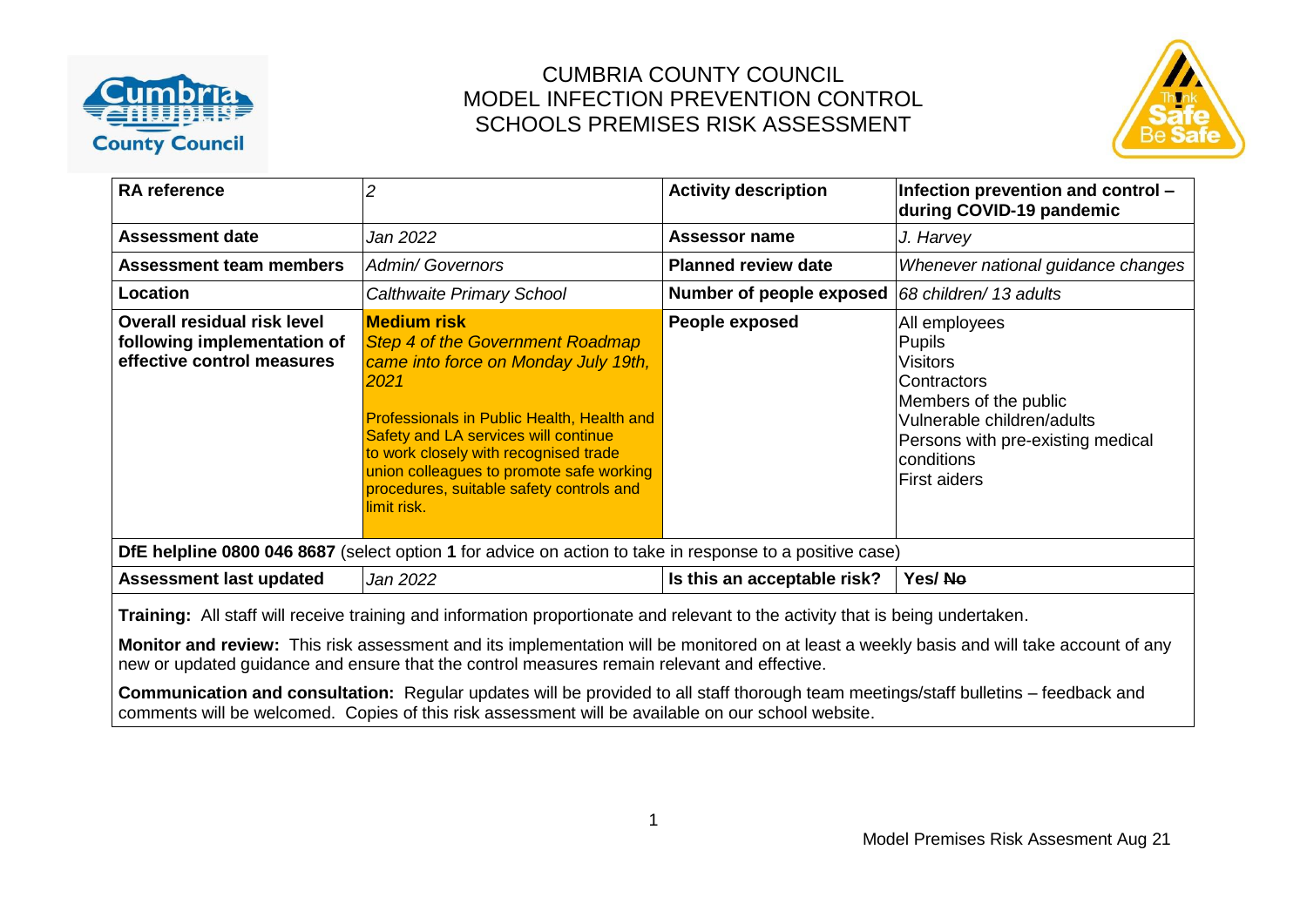# CUMBRIA COUNTY COUNCIL
# MODEL INFECTION PREVENTION CONTROL
# SCHOOLS PREMISES RISK ASSESSMENT

| **RA reference** | *2* | **Activity description** | **Infection prevention and control – during COVID-19 pandemic** |
|---|---|---|---|
| **Assessment date** | *Jan 2022* | **Assessor name** | *J. Harvey* |
| **Assessment team members** | *Admin/ Governors* | **Planned review date** | *Whenever national guidance changes* |
| **Location** | *Calthwaite Primary School* | **Number of people exposed** | *68 children/ 13 adults* |
| **Overall residual risk level following implementation of effective control measures** | **Medium risk** *Step 4 of the Government Roadmap came into force on Monday July 19th, 2021* Professionals in Public Health, Health and Safety and LA services will continue to work closely with recognised trade union colleagues to promote safe working procedures, suitable safety controls and limit risk. | **People exposed** | All employees<br>Pupils<br>Visitors<br>Contractors<br>Members of the public<br>Vulnerable children/adults<br>Persons with pre-existing medical conditions<br>First aiders |
| **DfE helpline 0800 046 8687** (select option **1** for advice on action to take in response to a positive case) | | | |
| **Assessment last updated** | *Jan 2022* | **Is this an acceptable risk?** | **Yes/ ~~No~~** |

**Training:** All staff will receive training and information proportionate and relevant to the activity that is being undertaken.

**Monitor and review:** This risk assessment and its implementation will be monitored on at least a weekly basis and will take account of any new or updated guidance and ensure that the control measures remain relevant and effective.

**Communication and consultation:** Regular updates will be provided to all staff thorough team meetings/staff bulletins – feedback and comments will be welcomed. Copies of this risk assessment will be available on our school website.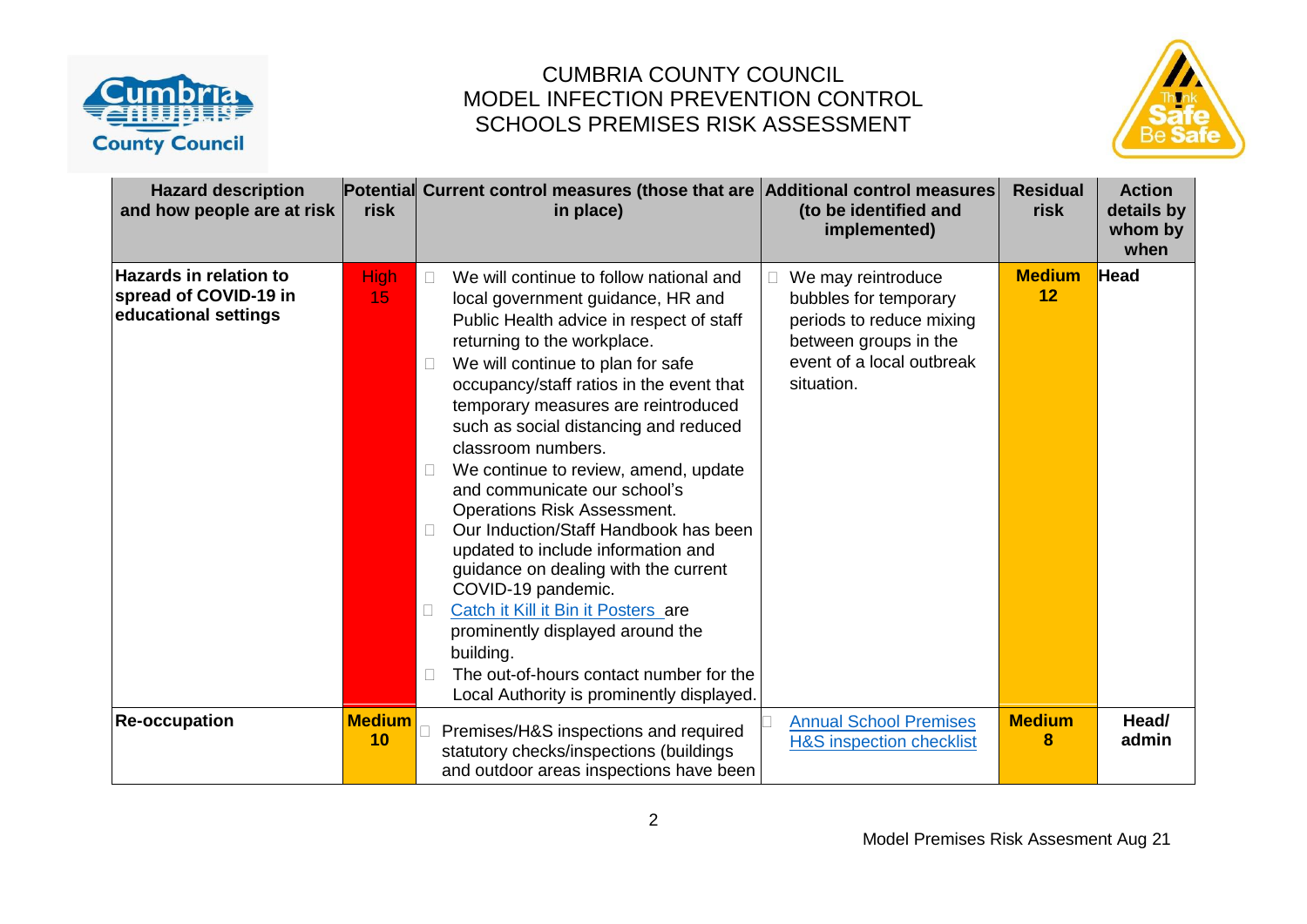# CUMBRIA COUNTY COUNCIL
## MODEL INFECTION PREVENTION CONTROL SCHOOLS PREMISES RISK ASSESSMENT

| Hazard description and how people are at risk | Potential risk | Current control measures (those that are in place) | Additional control measures (to be identified and implemented) | Residual risk | Action details by whom by when |
|---|---|---|---|---|---|
| **Hazards in relation to spread of COVID-19 in educational settings** | High 15 | - We will continue to follow national and local government guidance, HR and Public Health advice in respect of staff returning to the workplace.<br>- We will continue to plan for safe occupancy/staff ratios in the event that temporary measures are reintroduced such as social distancing and reduced classroom numbers.<br>- We continue to review, amend, update and communicate our school's Operations Risk Assessment.<br>- Our Induction/Staff Handbook has been updated to include information and guidance on dealing with the current COVID-19 pandemic.<br>- [Catch it Kill it Bin it Posters](#) are prominently displayed around the building.<br>- The out-of-hours contact number for the Local Authority is prominently displayed. | - We may reintroduce bubbles for temporary periods to reduce mixing between groups in the event of a local outbreak situation. | **Medium 12** | **Head** |
| **Re-occupation** | **Medium 10** | - Premises/H&S inspections and required statutory checks/inspections (buildings and outdoor areas inspections have been | - [Annual School Premises H&S inspection checklist](#) | **Medium 8** | **Head/ admin** |

Model Premises Risk Assesment Aug 21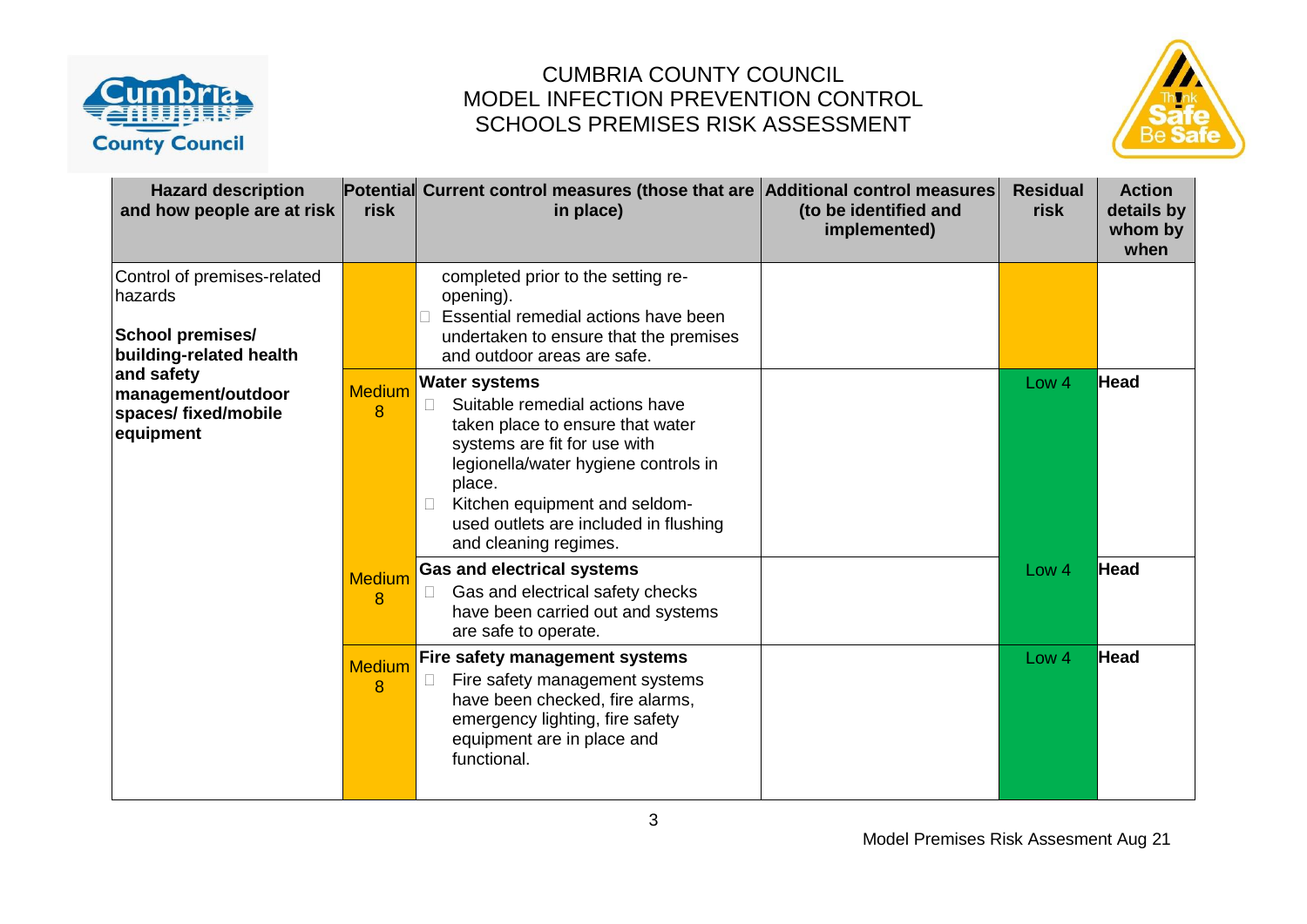CUMBRIA COUNTY COUNCIL
MODEL INFECTION PREVENTION CONTROL
SCHOOLS PREMISES RISK ASSESSMENT

| Hazard description and how people are at risk | Potential risk | Current control measures (those that are in place) | Additional control measures (to be identified and implemented) | Residual risk | Action details by whom by when |
|---|---|---|---|---|---|
| Control of premises-related hazards<br><br>**School premises/ building-related health and safety management/outdoor spaces/ fixed/mobile equipment** | | completed prior to the setting re-opening).<br>- Essential remedial actions have been undertaken to ensure that the premises and outdoor areas are safe. | | | |
| | Medium 8 | **Water systems**<br>- Suitable remedial actions have taken place to ensure that water systems are fit for use with legionella/water hygiene controls in place.<br>- Kitchen equipment and seldom-used outlets are included in flushing and cleaning regimes. | | Low 4 | **Head** |
| | Medium 8 | **Gas and electrical systems**<br>- Gas and electrical safety checks have been carried out and systems are safe to operate. | | Low 4 | **Head** |
| | Medium 8 | **Fire safety management systems**<br>- Fire safety management systems have been checked, fire alarms, emergency lighting, fire safety equipment are in place and functional. | | Low 4 | **Head** |

Model Premises Risk Assesment Aug 21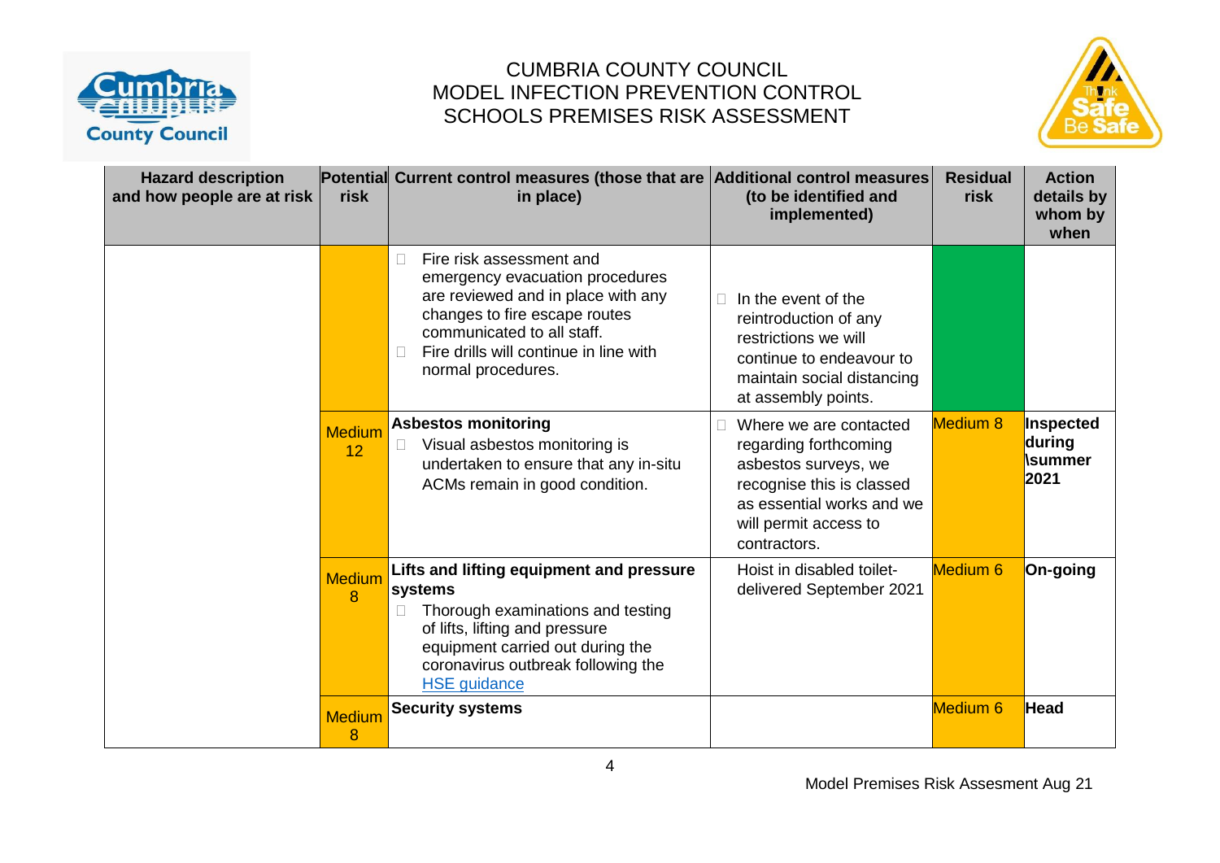CUMBRIA COUNTY COUNCIL
MODEL INFECTION PREVENTION CONTROL
SCHOOLS PREMISES RISK ASSESSMENT

| Hazard description and how people are at risk | Potential risk | Current control measures (those that are in place) | Additional control measures (to be identified and implemented) | Residual risk | Action details by whom by when |
|---|---|---|---|---|---|
| | | - Fire risk assessment and emergency evacuation procedures are reviewed and in place with any changes to fire escape routes communicated to all staff.<br>- Fire drills will continue in line with normal procedures. | - In the event of the reintroduction of any restrictions we will continue to endeavour to maintain social distancing at assembly points. | | |
| | Medium 12 | **Asbestos monitoring**<br>- Visual asbestos monitoring is undertaken to ensure that any in-situ ACMs remain in good condition. | - Where we are contacted regarding forthcoming asbestos surveys, we recognise this is classed as essential works and we will permit access to contractors. | Medium 8 | **Inspected during \summer 2021** |
| | Medium 8 | **Lifts and lifting equipment and pressure systems**<br>- Thorough examinations and testing of lifts, lifting and pressure equipment carried out during the coronavirus outbreak following the HSE guidance | Hoist in disabled toilet- delivered September 2021 | Medium 6 | **On-going** |
| | Medium 8 | **Security systems** | | Medium 6 | **Head** |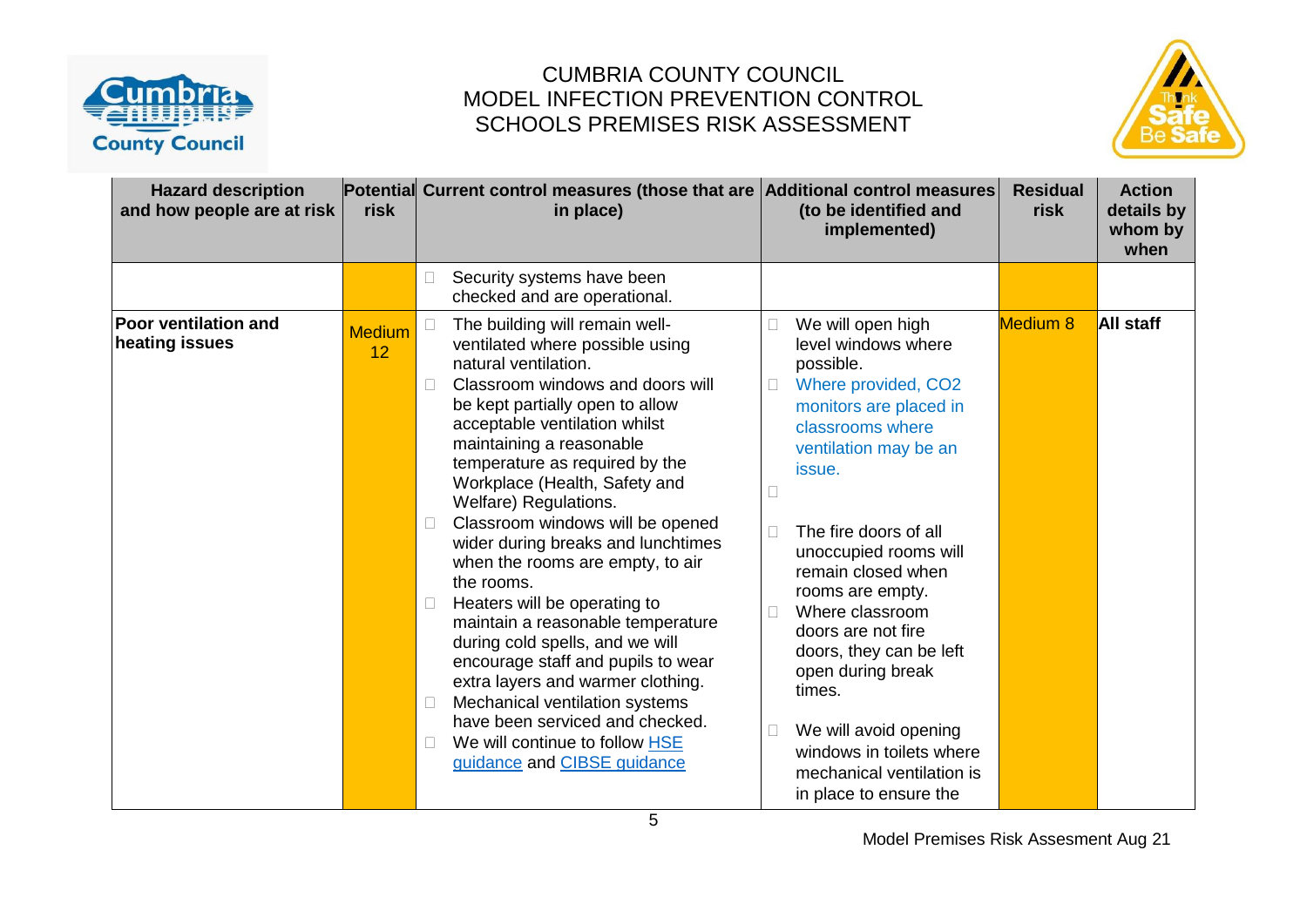CUMBRIA COUNTY COUNCIL
MODEL INFECTION PREVENTION CONTROL
SCHOOLS PREMISES RISK ASSESSMENT

| Hazard description and how people are at risk | Potential risk | Current control measures (those that are in place) | Additional control measures (to be identified and implemented) | Residual risk | Action details by whom by when |
|---|---|---|---|---|---|
| | | Security systems have been checked and are operational. | | | |
| **Poor ventilation and heating issues** | Medium 12 | The building will remain well-ventilated where possible using natural ventilation.<br>Classroom windows and doors will be kept partially open to allow acceptable ventilation whilst maintaining a reasonable temperature as required by the Workplace (Health, Safety and Welfare) Regulations.<br>Classroom windows will be opened wider during breaks and lunchtimes when the rooms are empty, to air the rooms.<br>Heaters will be operating to maintain a reasonable temperature during cold spells, and we will encourage staff and pupils to wear extra layers and warmer clothing.<br>Mechanical ventilation systems have been serviced and checked.<br>We will continue to follow HSE guidance and CIBSE guidance | We will open high level windows where possible.<br>Where provided, $CO_2$ monitors are placed in classrooms where ventilation may be an issue.<br><br>The fire doors of all unoccupied rooms will remain closed when rooms are empty.<br>Where classroom doors are not fire doors, they can be left open during break times.<br>We will avoid opening windows in toilets where mechanical ventilation is in place to ensure the | Medium 8 | **All staff** |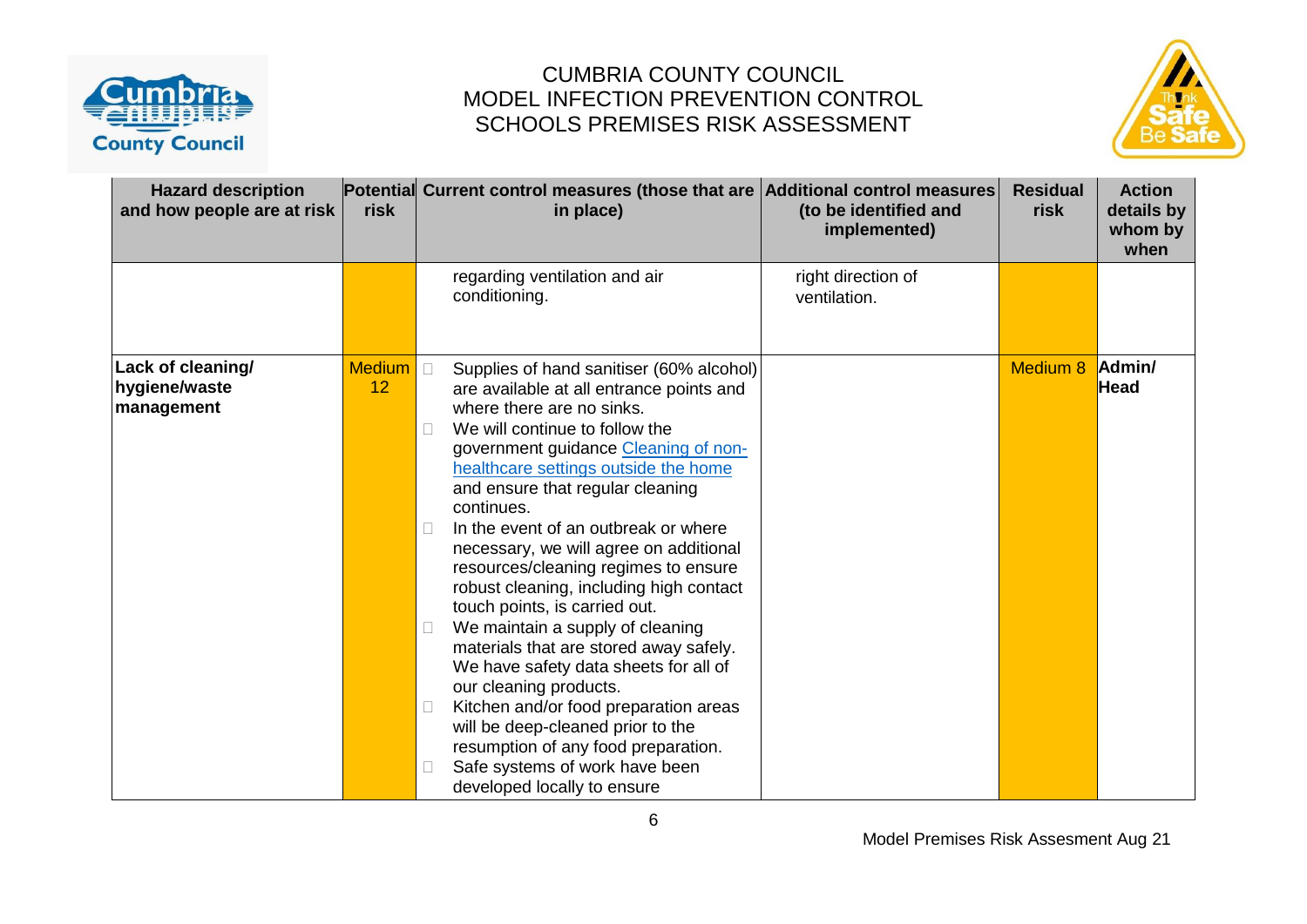# CUMBRIA COUNTY COUNCIL
## MODEL INFECTION PREVENTION CONTROL SCHOOLS PREMISES RISK ASSESSMENT

| Hazard description and how people are at risk | Potential risk | Current control measures (those that are in place) | Additional control measures (to be identified and implemented) | Residual risk | Action details by whom by when |
|---|---|---|---|---|---|
| | | regarding ventilation and air conditioning. | right direction of ventilation. | | |
| **Lack of cleaning/ hygiene/waste management** | Medium 12 | - Supplies of hand sanitiser (60% alcohol) are available at all entrance points and where there are no sinks.<br>- We will continue to follow the government guidance [Cleaning of non-healthcare settings outside the home]() and ensure that regular cleaning continues.<br>- In the event of an outbreak or where necessary, we will agree on additional resources/cleaning regimes to ensure robust cleaning, including high contact touch points, is carried out.<br>- We maintain a supply of cleaning materials that are stored away safely. We have safety data sheets for all of our cleaning products.<br>- Kitchen and/or food preparation areas will be deep-cleaned prior to the resumption of any food preparation.<br>- Safe systems of work have been developed locally to ensure | | Medium 8 | **Admin/ Head** |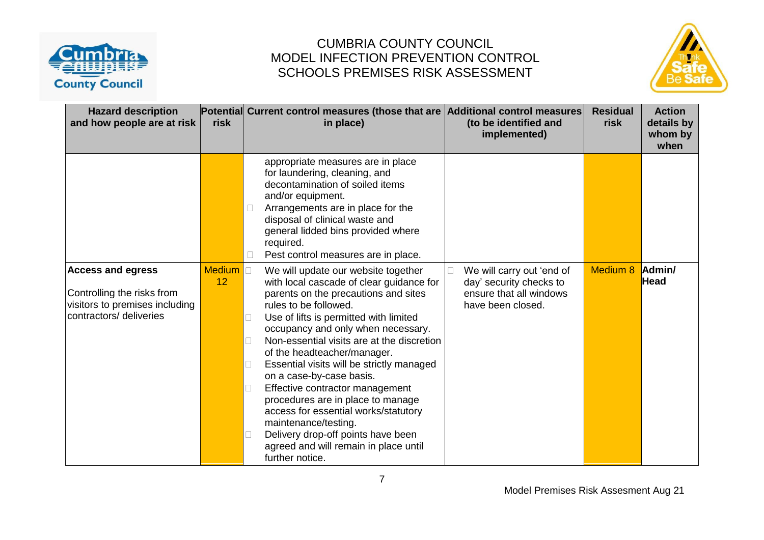# CUMBRIA COUNTY COUNCIL
## MODEL INFECTION PREVENTION CONTROL
## SCHOOLS PREMISES RISK ASSESSMENT

| Hazard description and how people are at risk | Potential risk | Current control measures (those that are in place) | Additional control measures (to be identified and implemented) | Residual risk | Action details by whom by when |
|---|---|---|---|---|---|
| | | appropriate measures are in place for laundering, cleaning, and decontamination of soiled items and/or equipment.<br>- Arrangements are in place for the disposal of clinical waste and general lidded bins provided where required.<br>- Pest control measures are in place. | | | |
| **Access and egress**<br><br>Controlling the risks from visitors to premises including contractors/ deliveries | Medium 12 | - We will update our website together with local cascade of clear guidance for parents on the precautions and sites rules to be followed.<br>- Use of lifts is permitted with limited occupancy and only when necessary.<br>- Non-essential visits are at the discretion of the headteacher/manager.<br>- Essential visits will be strictly managed on a case-by-case basis.<br>- Effective contractor management procedures are in place to manage access for essential works/statutory maintenance/testing.<br>- Delivery drop-off points have been agreed and will remain in place until further notice. | - We will carry out 'end of day' security checks to ensure that all windows have been closed. | Medium 8 | **Admin/ Head** |

Model Premises Risk Assesment Aug 21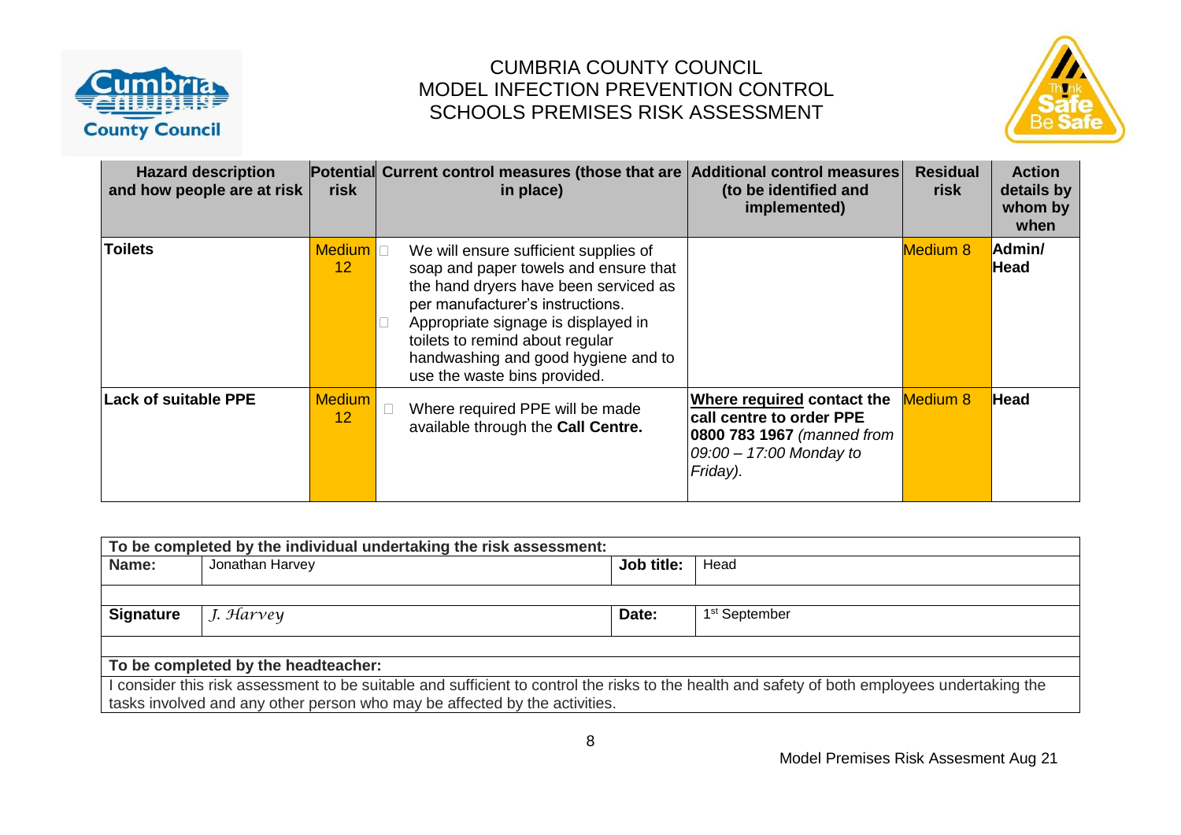# CUMBRIA COUNTY COUNCIL
## MODEL INFECTION PREVENTION CONTROL
## SCHOOLS PREMISES RISK ASSESSMENT

| Hazard description and how people are at risk | Potential risk | Current control measures (those that are in place) | Additional control measures (to be identified and implemented) | Residual risk | Action details by whom by when |
|---|---|---|---|---|---|
| **Toilets** | Medium 12 | - We will ensure sufficient supplies of soap and paper towels and ensure that the hand dryers have been serviced as per manufacturer's instructions.<br>- Appropriate signage is displayed in toilets to remind about regular handwashing and good hygiene and to use the waste bins provided. | | Medium 8 | **Admin/ Head** |
| **Lack of suitable PPE** | Medium 12 | - Where required PPE will be made available through the **Call Centre.** | **Where required contact the call centre to order PPE 0800 783 1967** *(manned from 09:00 – 17:00 Monday to Friday).* | Medium 8 | **Head** |

| **To be completed by the individual undertaking the risk assessment:** | | | |
|---|---|---|---|
| **Name:** | Jonathan Harvey | **Job title:** | Head |
| | | | |
| **Signature** | *J. Harvey* | **Date:** | 1st September |
| | | | |
| **To be completed by the headteacher:** | | | |
| I consider this risk assessment to be suitable and sufficient to control the risks to the health and safety of both employees undertaking the tasks involved and any other person who may be affected by the activities. | | | |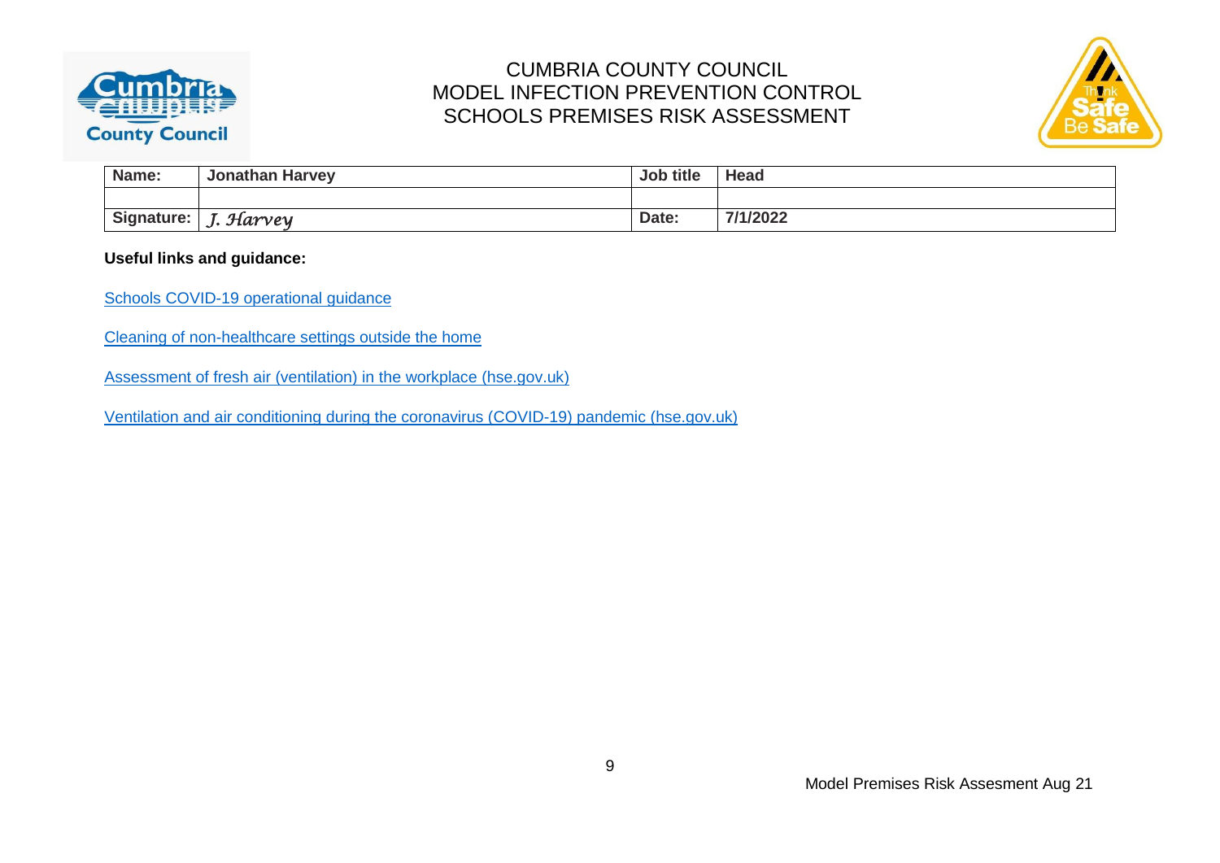# CUMBRIA COUNTY COUNCIL
# MODEL INFECTION PREVENTION CONTROL
# SCHOOLS PREMISES RISK ASSESSMENT

| | | | |
|---|---|---|---|
| **Name:** | **Jonathan Harvey** | **Job title** | **Head** |
| | | | |
| **Signature:** | *J. Harvey* | **Date:** | **7/1/2022** |

**Useful links and guidance:**

Schools COVID-19 operational guidance

Cleaning of non-healthcare settings outside the home

Assessment of fresh air (ventilation) in the workplace (hse.gov.uk)

Ventilation and air conditioning during the coronavirus (COVID-19) pandemic (hse.gov.uk)